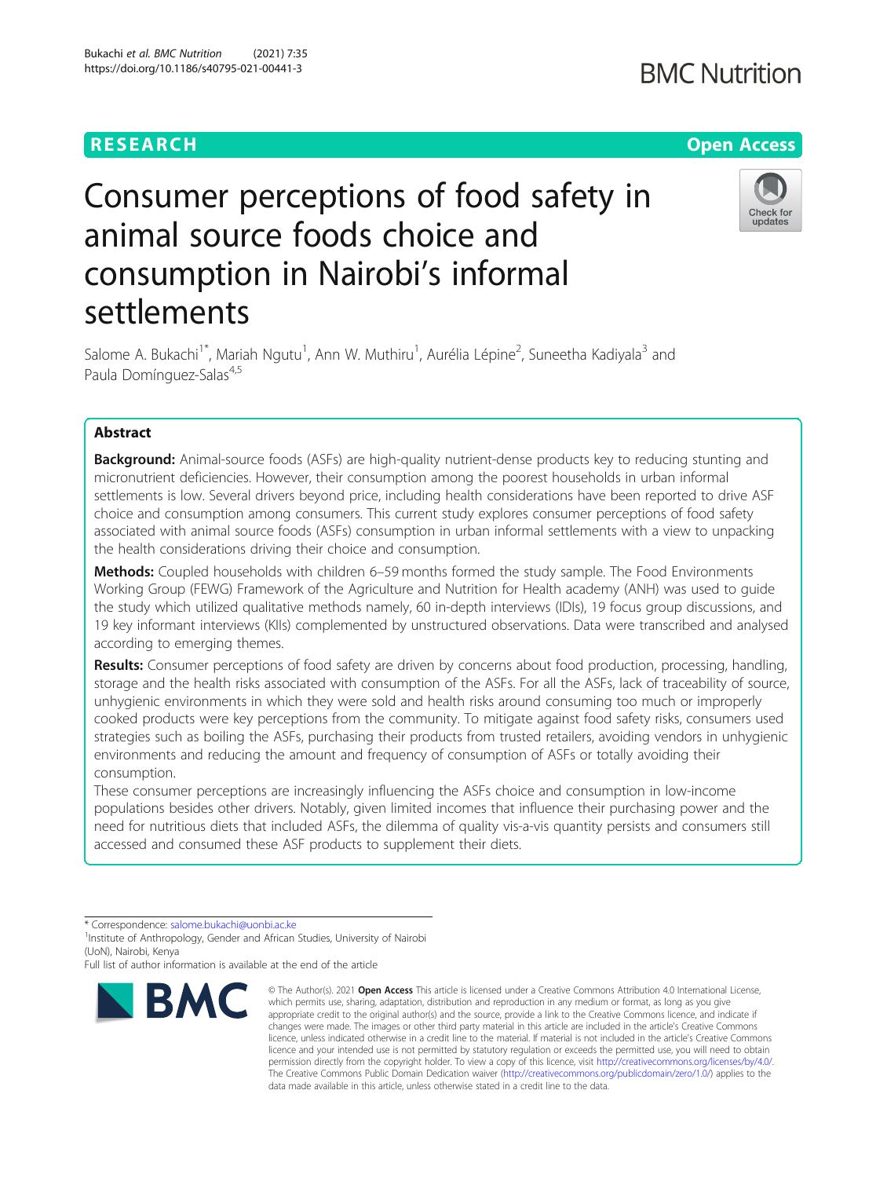RESEARCH

Open Access

# Consumer perceptions of food safety in animal source foods choice and consumption in Nairobi's informal settlements

Salome A. Bukachi[1*], Mariah Ngutu[1], Ann W. Muthiru[1], Aurélia Lépine[2], Suneetha Kadiyala[3] and Paula Domínguez-Salas[4,5]

## Abstract

**Background:** Animal-source foods (ASFs) are high-quality nutrient-dense products key to reducing stunting and micronutrient deficiencies. However, their consumption among the poorest households in urban informal settlements is low. Several drivers beyond price, including health considerations have been reported to drive ASF choice and consumption among consumers. This current study explores consumer perceptions of food safety associated with animal source foods (ASFs) consumption in urban informal settlements with a view to unpacking the health considerations driving their choice and consumption.

**Methods:** Coupled households with children 6–59 months formed the study sample. The Food Environments Working Group (FEWG) Framework of the Agriculture and Nutrition for Health academy (ANH) was used to guide the study which utilized qualitative methods namely, 60 in-depth interviews (IDIs), 19 focus group discussions, and 19 key informant interviews (KIIs) complemented by unstructured observations. Data were transcribed and analysed according to emerging themes.

**Results:** Consumer perceptions of food safety are driven by concerns about food production, processing, handling, storage and the health risks associated with consumption of the ASFs. For all the ASFs, lack of traceability of source, unhygienic environments in which they were sold and health risks around consuming too much or improperly cooked products were key perceptions from the community. To mitigate against food safety risks, consumers used strategies such as boiling the ASFs, purchasing their products from trusted retailers, avoiding vendors in unhygienic environments and reducing the amount and frequency of consumption of ASFs or totally avoiding their consumption.

These consumer perceptions are increasingly influencing the ASFs choice and consumption in low-income populations besides other drivers. Notably, given limited incomes that influence their purchasing power and the need for nutritious diets that included ASFs, the dilemma of quality vis-a-vis quantity persists and consumers still accessed and consumed these ASF products to supplement their diets.

\* Correspondence: salome.bukachi@uonbi.ac.ke
[1]Institute of Anthropology, Gender and African Studies, University of Nairobi (UoN), Nairobi, Kenya
Full list of author information is available at the end of the article

© The Author(s). 2021 **Open Access** This article is licensed under a Creative Commons Attribution 4.0 International License, which permits use, sharing, adaptation, distribution and reproduction in any medium or format, as long as you give appropriate credit to the original author(s) and the source, provide a link to the Creative Commons licence, and indicate if changes were made. The images or other third party material in this article are included in the article's Creative Commons licence, unless indicated otherwise in a credit line to the material. If material is not included in the article's Creative Commons licence and your intended use is not permitted by statutory regulation or exceeds the permitted use, you will need to obtain permission directly from the copyright holder. To view a copy of this licence, visit http://creativecommons.org/licenses/by/4.0/. The Creative Commons Public Domain Dedication waiver (http://creativecommons.org/publicdomain/zero/1.0/) applies to the data made available in this article, unless otherwise stated in a credit line to the data.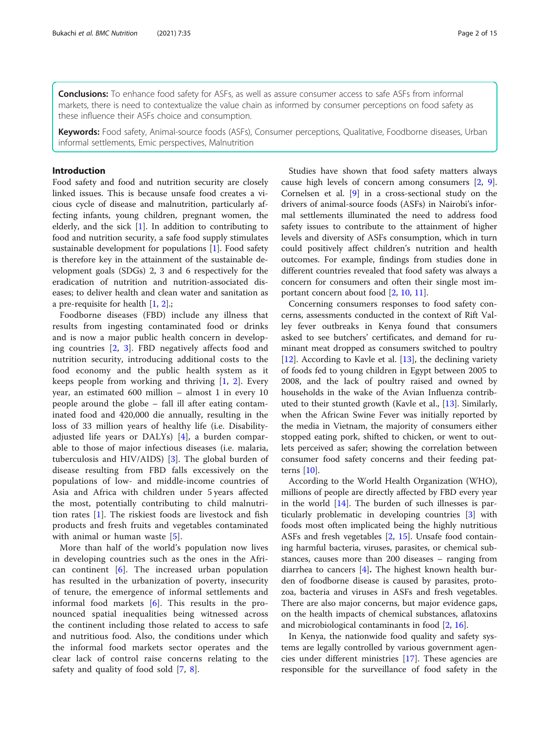**Conclusions:** To enhance food safety for ASFs, as well as assure consumer access to safe ASFs from informal markets, there is need to contextualize the value chain as informed by consumer perceptions on food safety as these influence their ASFs choice and consumption.

**Keywords:** Food safety, Animal-source foods (ASFs), Consumer perceptions, Qualitative, Foodborne diseases, Urban informal settlements, Emic perspectives, Malnutrition

## Introduction

Food safety and food and nutrition security are closely linked issues. This is because unsafe food creates a vicious cycle of disease and malnutrition, particularly affecting infants, young children, pregnant women, the elderly, and the sick [1]. In addition to contributing to food and nutrition security, a safe food supply stimulates sustainable development for populations [1]. Food safety is therefore key in the attainment of the sustainable development goals (SDGs) 2, 3 and 6 respectively for the eradication of nutrition and nutrition-associated diseases; to deliver health and clean water and sanitation as a pre-requisite for health [1, 2].;

Foodborne diseases (FBD) include any illness that results from ingesting contaminated food or drinks and is now a major public health concern in developing countries [2, 3]. FBD negatively affects food and nutrition security, introducing additional costs to the food economy and the public health system as it keeps people from working and thriving [1, 2]. Every year, an estimated 600 million – almost 1 in every 10 people around the globe – fall ill after eating contaminated food and 420,000 die annually, resulting in the loss of 33 million years of healthy life (i.e. Disability-adjusted life years or DALYs) [4], a burden comparable to those of major infectious diseases (i.e. malaria, tuberculosis and HIV/AIDS) [3]. The global burden of disease resulting from FBD falls excessively on the populations of low- and middle-income countries of Asia and Africa with children under 5 years affected the most, potentially contributing to child malnutrition rates [1]. The riskiest foods are livestock and fish products and fresh fruits and vegetables contaminated with animal or human waste [5].

More than half of the world's population now lives in developing countries such as the ones in the African continent [6]. The increased urban population has resulted in the urbanization of poverty, insecurity of tenure, the emergence of informal settlements and informal food markets [6]. This results in the pronounced spatial inequalities being witnessed across the continent including those related to access to safe and nutritious food. Also, the conditions under which the informal food markets sector operates and the clear lack of control raise concerns relating to the safety and quality of food sold [7, 8].

Studies have shown that food safety matters always cause high levels of concern among consumers [2, 9]. Cornelsen et al. [9] in a cross-sectional study on the drivers of animal-source foods (ASFs) in Nairobi's informal settlements illuminated the need to address food safety issues to contribute to the attainment of higher levels and diversity of ASFs consumption, which in turn could positively affect children's nutrition and health outcomes. For example, findings from studies done in different countries revealed that food safety was always a concern for consumers and often their single most important concern about food [2, 10, 11].

Concerning consumers responses to food safety concerns, assessments conducted in the context of Rift Valley fever outbreaks in Kenya found that consumers asked to see butchers' certificates, and demand for ruminant meat dropped as consumers switched to poultry [12]. According to Kavle et al. [13], the declining variety of foods fed to young children in Egypt between 2005 to 2008, and the lack of poultry raised and owned by households in the wake of the Avian Influenza contributed to their stunted growth (Kavle et al., [13]. Similarly, when the African Swine Fever was initially reported by the media in Vietnam, the majority of consumers either stopped eating pork, shifted to chicken, or went to outlets perceived as safer; showing the correlation between consumer food safety concerns and their feeding patterns [10].

According to the World Health Organization (WHO), millions of people are directly affected by FBD every year in the world [14]. The burden of such illnesses is particularly problematic in developing countries [3] with foods most often implicated being the highly nutritious ASFs and fresh vegetables [2, 15]. Unsafe food containing harmful bacteria, viruses, parasites, or chemical substances, causes more than 200 diseases – ranging from diarrhea to cancers [4]. The highest known health burden of foodborne disease is caused by parasites, protozoa, bacteria and viruses in ASFs and fresh vegetables. There are also major concerns, but major evidence gaps, on the health impacts of chemical substances, aflatoxins and microbiological contaminants in food [2, 16].

In Kenya, the nationwide food quality and safety systems are legally controlled by various government agencies under different ministries [17]. These agencies are responsible for the surveillance of food safety in the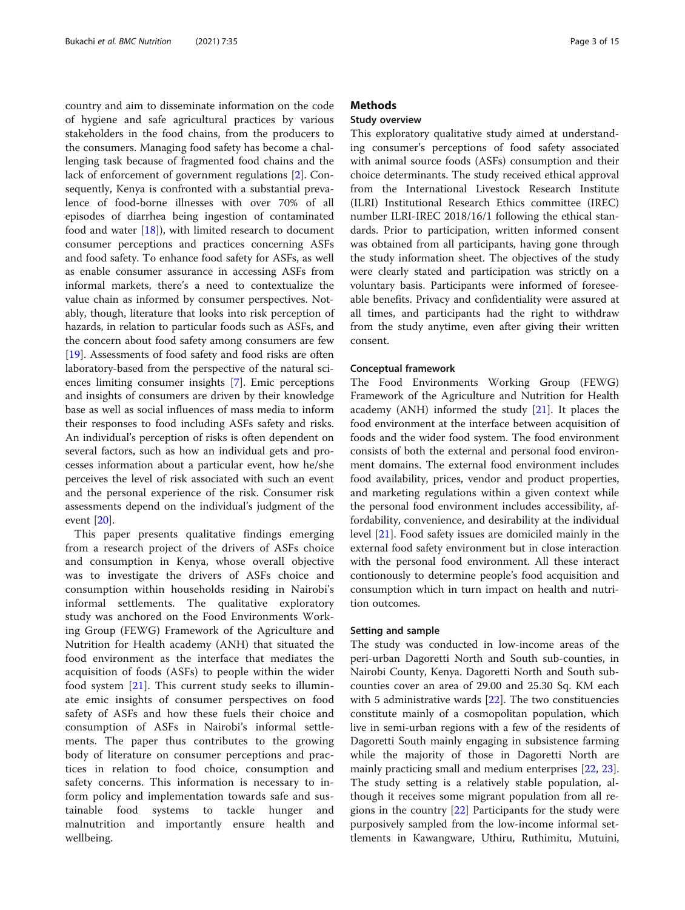country and aim to disseminate information on the code of hygiene and safe agricultural practices by various stakeholders in the food chains, from the producers to the consumers. Managing food safety has become a challenging task because of fragmented food chains and the lack of enforcement of government regulations [2]. Consequently, Kenya is confronted with a substantial prevalence of food-borne illnesses with over 70% of all episodes of diarrhea being ingestion of contaminated food and water [18]), with limited research to document consumer perceptions and practices concerning ASFs and food safety. To enhance food safety for ASFs, as well as enable consumer assurance in accessing ASFs from informal markets, there's a need to contextualize the value chain as informed by consumer perspectives. Notably, though, literature that looks into risk perception of hazards, in relation to particular foods such as ASFs, and the concern about food safety among consumers are few [19]. Assessments of food safety and food risks are often laboratory-based from the perspective of the natural sciences limiting consumer insights [7]. Emic perceptions and insights of consumers are driven by their knowledge base as well as social influences of mass media to inform their responses to food including ASFs safety and risks. An individual's perception of risks is often dependent on several factors, such as how an individual gets and processes information about a particular event, how he/she perceives the level of risk associated with such an event and the personal experience of the risk. Consumer risk assessments depend on the individual's judgment of the event [20].

This paper presents qualitative findings emerging from a research project of the drivers of ASFs choice and consumption in Kenya, whose overall objective was to investigate the drivers of ASFs choice and consumption within households residing in Nairobi's informal settlements. The qualitative exploratory study was anchored on the Food Environments Working Group (FEWG) Framework of the Agriculture and Nutrition for Health academy (ANH) that situated the food environment as the interface that mediates the acquisition of foods (ASFs) to people within the wider food system [21]. This current study seeks to illuminate emic insights of consumer perspectives on food safety of ASFs and how these fuels their choice and consumption of ASFs in Nairobi's informal settlements. The paper thus contributes to the growing body of literature on consumer perceptions and practices in relation to food choice, consumption and safety concerns. This information is necessary to inform policy and implementation towards safe and sustainable food systems to tackle hunger and malnutrition and importantly ensure health and wellbeing.

## Methods

### Study overview

This exploratory qualitative study aimed at understanding consumer's perceptions of food safety associated with animal source foods (ASFs) consumption and their choice determinants. The study received ethical approval from the International Livestock Research Institute (ILRI) Institutional Research Ethics committee (IREC) number ILRI-IREC 2018/16/1 following the ethical standards. Prior to participation, written informed consent was obtained from all participants, having gone through the study information sheet. The objectives of the study were clearly stated and participation was strictly on a voluntary basis. Participants were informed of foreseeable benefits. Privacy and confidentiality were assured at all times, and participants had the right to withdraw from the study anytime, even after giving their written consent.

### Conceptual framework

The Food Environments Working Group (FEWG) Framework of the Agriculture and Nutrition for Health academy (ANH) informed the study [21]. It places the food environment at the interface between acquisition of foods and the wider food system. The food environment consists of both the external and personal food environment domains. The external food environment includes food availability, prices, vendor and product properties, and marketing regulations within a given context while the personal food environment includes accessibility, affordability, convenience, and desirability at the individual level [21]. Food safety issues are domiciled mainly in the external food safety environment but in close interaction with the personal food environment. All these interact contionously to determine people's food acquisition and consumption which in turn impact on health and nutrition outcomes.

### Setting and sample

The study was conducted in low-income areas of the peri-urban Dagoretti North and South sub-counties, in Nairobi County, Kenya. Dagoretti North and South sub-counties cover an area of 29.00 and 25.30 Sq. KM each with 5 administrative wards [22]. The two constituencies constitute mainly of a cosmopolitan population, which live in semi-urban regions with a few of the residents of Dagoretti South mainly engaging in subsistence farming while the majority of those in Dagoretti North are mainly practicing small and medium enterprises [22, 23]. The study setting is a relatively stable population, although it receives some migrant population from all regions in the country [22] Participants for the study were purposively sampled from the low-income informal settlements in Kawangware, Uthiru, Ruthimitu, Mutuini,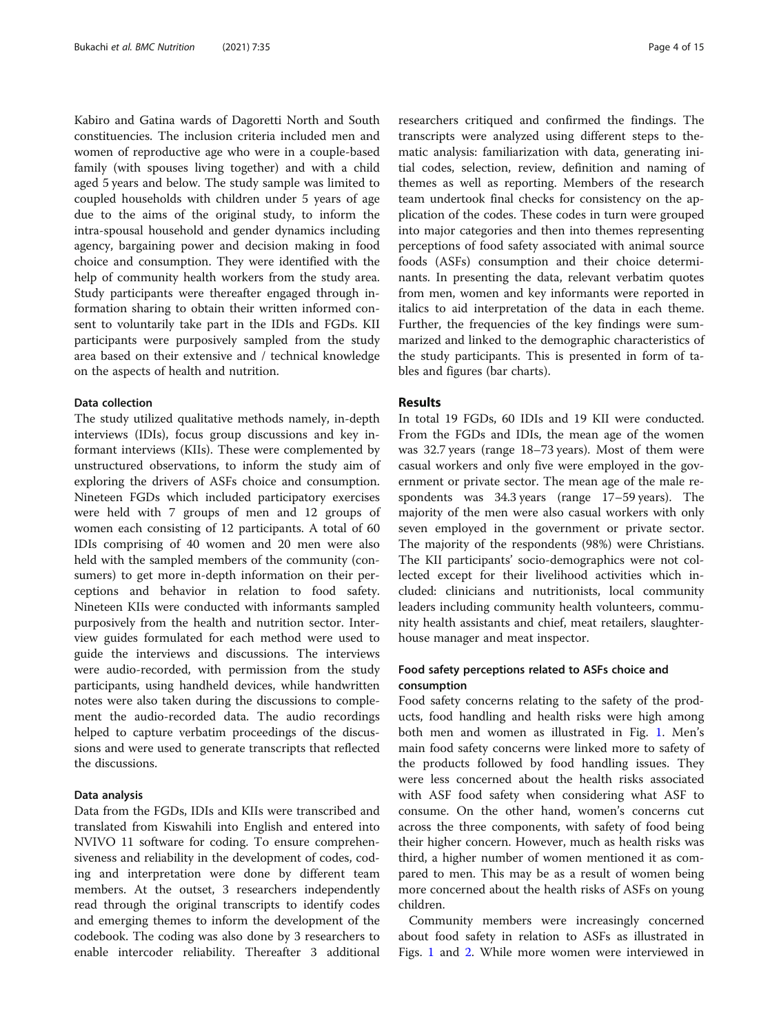Kabiro and Gatina wards of Dagoretti North and South constituencies. The inclusion criteria included men and women of reproductive age who were in a couple-based family (with spouses living together) and with a child aged 5 years and below. The study sample was limited to coupled households with children under 5 years of age due to the aims of the original study, to inform the intra-spousal household and gender dynamics including agency, bargaining power and decision making in food choice and consumption. They were identified with the help of community health workers from the study area. Study participants were thereafter engaged through information sharing to obtain their written informed consent to voluntarily take part in the IDIs and FGDs. KII participants were purposively sampled from the study area based on their extensive and / technical knowledge on the aspects of health and nutrition.

### Data collection

The study utilized qualitative methods namely, in-depth interviews (IDIs), focus group discussions and key informant interviews (KIIs). These were complemented by unstructured observations, to inform the study aim of exploring the drivers of ASFs choice and consumption. Nineteen FGDs which included participatory exercises were held with 7 groups of men and 12 groups of women each consisting of 12 participants. A total of 60 IDIs comprising of 40 women and 20 men were also held with the sampled members of the community (consumers) to get more in-depth information on their perceptions and behavior in relation to food safety. Nineteen KIIs were conducted with informants sampled purposively from the health and nutrition sector. Interview guides formulated for each method were used to guide the interviews and discussions. The interviews were audio-recorded, with permission from the study participants, using handheld devices, while handwritten notes were also taken during the discussions to complement the audio-recorded data. The audio recordings helped to capture verbatim proceedings of the discussions and were used to generate transcripts that reflected the discussions.

### Data analysis

Data from the FGDs, IDIs and KIIs were transcribed and translated from Kiswahili into English and entered into NVIVO 11 software for coding. To ensure comprehensiveness and reliability in the development of codes, coding and interpretation were done by different team members. At the outset, 3 researchers independently read through the original transcripts to identify codes and emerging themes to inform the development of the codebook. The coding was also done by 3 researchers to enable intercoder reliability. Thereafter 3 additional researchers critiqued and confirmed the findings. The transcripts were analyzed using different steps to thematic analysis: familiarization with data, generating initial codes, selection, review, definition and naming of themes as well as reporting. Members of the research team undertook final checks for consistency on the application of the codes. These codes in turn were grouped into major categories and then into themes representing perceptions of food safety associated with animal source foods (ASFs) consumption and their choice determinants. In presenting the data, relevant verbatim quotes from men, women and key informants were reported in italics to aid interpretation of the data in each theme. Further, the frequencies of the key findings were summarized and linked to the demographic characteristics of the study participants. This is presented in form of tables and figures (bar charts).

## Results

In total 19 FGDs, 60 IDIs and 19 KII were conducted. From the FGDs and IDIs, the mean age of the women was 32.7 years (range 18–73 years). Most of them were casual workers and only five were employed in the government or private sector. The mean age of the male respondents was 34.3 years (range 17–59 years). The majority of the men were also casual workers with only seven employed in the government or private sector. The majority of the respondents (98%) were Christians. The KII participants' socio-demographics were not collected except for their livelihood activities which included: clinicians and nutritionists, local community leaders including community health volunteers, community health assistants and chief, meat retailers, slaughterhouse manager and meat inspector.

### Food safety perceptions related to ASFs choice and consumption

Food safety concerns relating to the safety of the products, food handling and health risks were high among both men and women as illustrated in Fig. 1. Men's main food safety concerns were linked more to safety of the products followed by food handling issues. They were less concerned about the health risks associated with ASF food safety when considering what ASF to consume. On the other hand, women's concerns cut across the three components, with safety of food being their higher concern. However, much as health risks was third, a higher number of women mentioned it as compared to men. This may be as a result of women being more concerned about the health risks of ASFs on young children.

Community members were increasingly concerned about food safety in relation to ASFs as illustrated in Figs. 1 and 2. While more women were interviewed in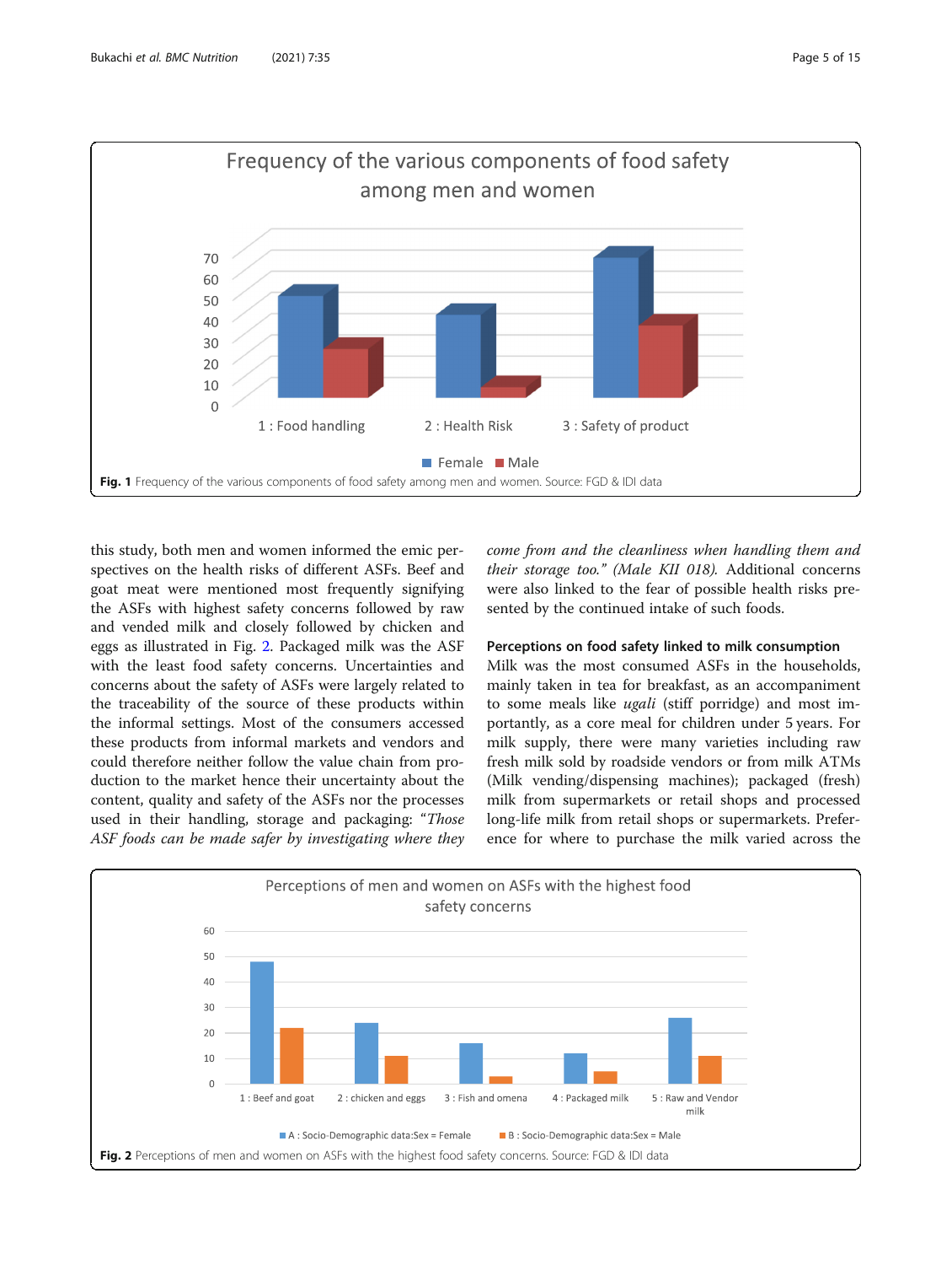Fig. 1 Frequency of the various components of food safety among men and women. Source: FGD & IDI data

this study, both men and women informed the emic perspectives on the health risks of different ASFs. Beef and goat meat were mentioned most frequently signifying the ASFs with highest safety concerns followed by raw and vended milk and closely followed by chicken and eggs as illustrated in Fig. 2. Packaged milk was the ASF with the least food safety concerns. Uncertainties and concerns about the safety of ASFs were largely related to the traceability of the source of these products within the informal settings. Most of the consumers accessed these products from informal markets and vendors and could therefore neither follow the value chain from production to the market hence their uncertainty about the content, quality and safety of the ASFs nor the processes used in their handling, storage and packaging: "*Those ASF foods can be made safer by investigating where they come from and the cleanliness when handling them and their storage too." (Male KII 018).* Additional concerns were also linked to the fear of possible health risks presented by the continued intake of such foods.

### Perceptions on food safety linked to milk consumption

Milk was the most consumed ASFs in the households, mainly taken in tea for breakfast, as an accompaniment to some meals like *ugali* (stiff porridge) and most importantly, as a core meal for children under 5 years. For milk supply, there were many varieties including raw fresh milk sold by roadside vendors or from milk ATMs (Milk vending/dispensing machines); packaged (fresh) milk from supermarkets or retail shops and processed long-life milk from retail shops or supermarkets. Preference for where to purchase the milk varied across the

Fig. 2 Perceptions of men and women on ASFs with the highest food safety concerns. Source: FGD & IDI data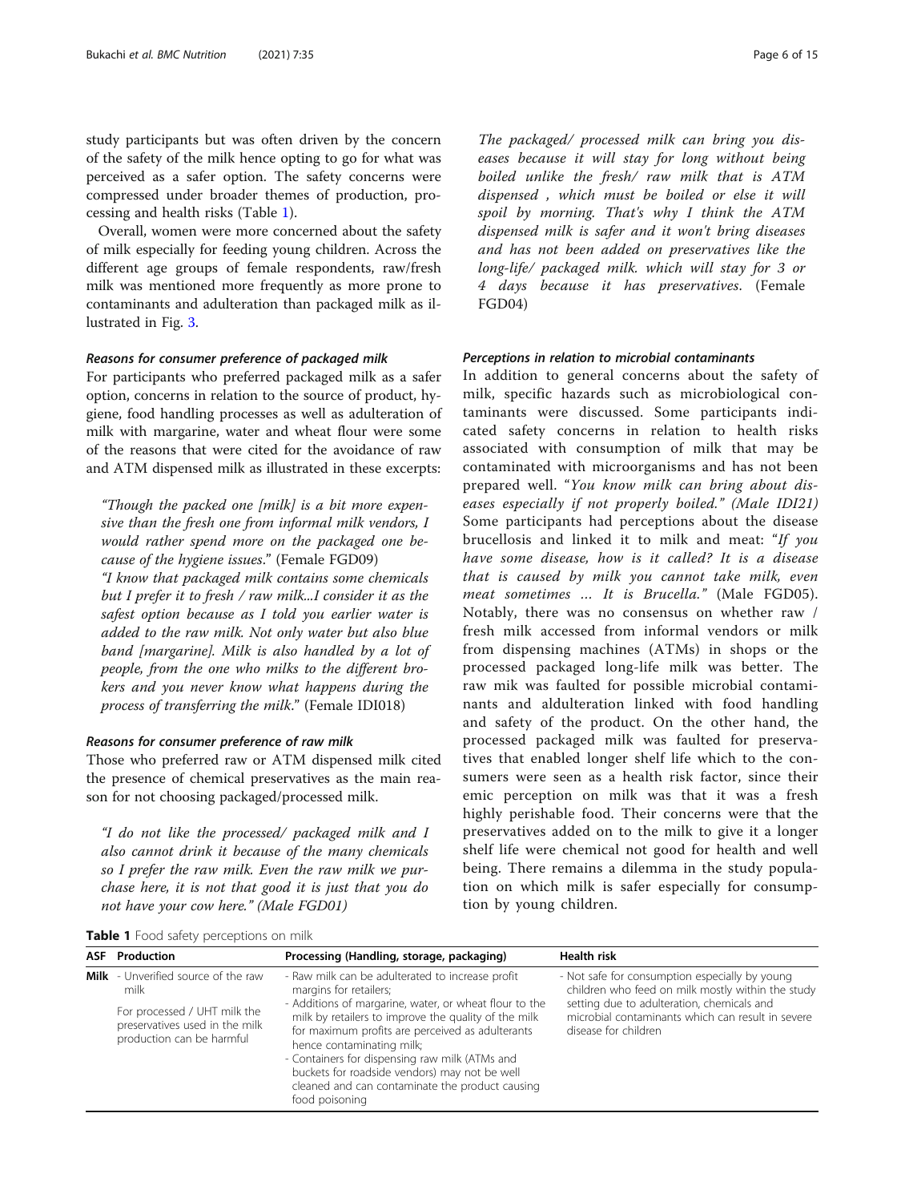study participants but was often driven by the concern of the safety of the milk hence opting to go for what was perceived as a safer option. The safety concerns were compressed under broader themes of production, processing and health risks (Table 1).

Overall, women were more concerned about the safety of milk especially for feeding young children. Across the different age groups of female respondents, raw/fresh milk was mentioned more frequently as more prone to contaminants and adulteration than packaged milk as illustrated in Fig. 3.

#### Reasons for consumer preference of packaged milk

For participants who preferred packaged milk as a safer option, concerns in relation to the source of product, hygiene, food handling processes as well as adulteration of milk with margarine, water and wheat flour were some of the reasons that were cited for the avoidance of raw and ATM dispensed milk as illustrated in these excerpts:

> *"Though the packed one [milk] is a bit more expensive than the fresh one from informal milk vendors, I would rather spend more on the packaged one because of the hygiene issues*." (Female FGD09)
>
> *"I know that packaged milk contains some chemicals but I prefer it to fresh / raw milk...I consider it as the safest option because as I told you earlier water is added to the raw milk. Not only water but also blue band [margarine]. Milk is also handled by a lot of people, from the one who milks to the different brokers and you never know what happens during the process of transferring the milk*." (Female IDI018)

#### Reasons for consumer preference of raw milk

Those who preferred raw or ATM dispensed milk cited the presence of chemical preservatives as the main reason for not choosing packaged/processed milk.

> *"I do not like the processed/ packaged milk and I also cannot drink it because of the many chemicals so I prefer the raw milk. Even the raw milk we purchase here, it is not that good it is just that you do not have your cow here." (Male FGD01)*
>
> *The packaged/ processed milk can bring you diseases because it will stay for long without being boiled unlike the fresh/ raw milk that is ATM dispensed , which must be boiled or else it will spoil by morning. That's why I think the ATM dispensed milk is safer and it won't bring diseases and has not been added on preservatives like the long-life/ packaged milk. which will stay for 3 or 4 days because it has preservatives*. (Female FGD04)

#### Perceptions in relation to microbial contaminants

In addition to general concerns about the safety of milk, specific hazards such as microbiological contaminants were discussed. Some participants indicated safety concerns in relation to health risks associated with consumption of milk that may be contaminated with microorganisms and has not been prepared well. "*You know milk can bring about diseases especially if not properly boiled." (Male IDI21)* Some participants had perceptions about the disease brucellosis and linked it to milk and meat: "*If you have some disease, how is it called? It is a disease that is caused by milk you cannot take milk, even meat sometimes … It is Brucella."* (Male FGD05). Notably, there was no consensus on whether raw / fresh milk accessed from informal vendors or milk from dispensing machines (ATMs) in shops or the processed packaged long-life milk was better. The raw mik was faulted for possible microbial contaminants and aldulteration linked with food handling and safety of the product. On the other hand, the processed packaged milk was faulted for preservatives that enabled longer shelf life which to the consumers were seen as a health risk factor, since their emic perception on milk was that it was a fresh highly perishable food. Their concerns were that the preservatives added on to the milk to give it a longer shelf life were chemical not good for health and well being. There remains a dilemma in the study population on which milk is safer especially for consumption by young children.

**Table 1** Food safety perceptions on milk

| ASF | Production | Processing (Handling, storage, packaging) | Health risk |
|---|---|---|---|
| **Milk** | - Unverified source of the raw milk<br><br>For processed / UHT milk the preservatives used in the milk production can be harmful | - Raw milk can be adulterated to increase profit margins for retailers;<br>- Additions of margarine, water, or wheat flour to the milk by retailers to improve the quality of the milk for maximum profits are perceived as adulterants hence contaminating milk;<br>- Containers for dispensing raw milk (ATMs and buckets for roadside vendors) may not be well cleaned and can contaminate the product causing food poisoning | - Not safe for consumption especially by young children who feed on milk mostly within the study setting due to adulteration, chemicals and microbial contaminants which can result in severe disease for children |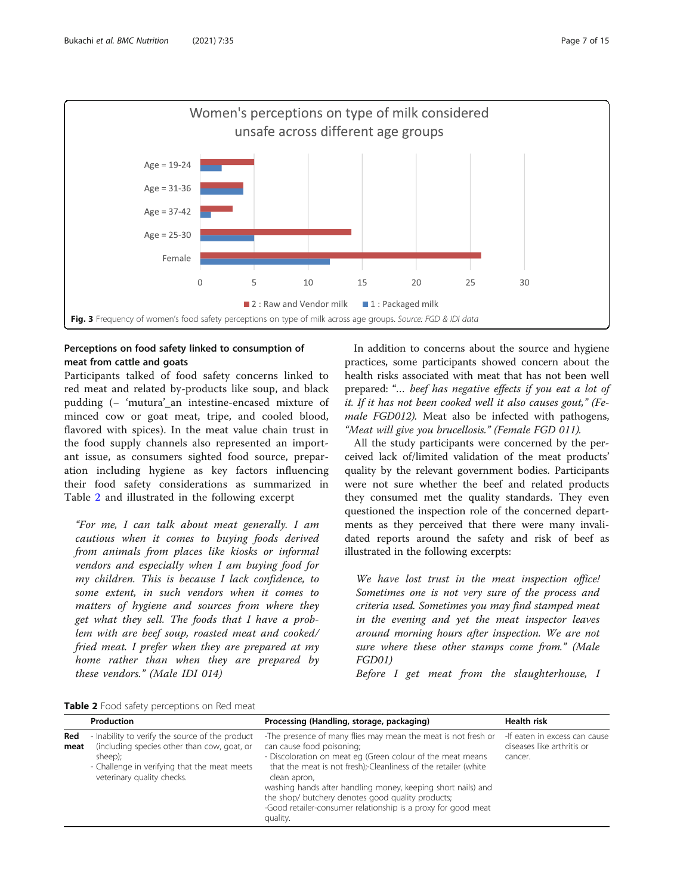Fig. 3 Frequency of women's food safety perceptions on type of milk across age groups. *Source: FGD & IDI data*

### Perceptions on food safety linked to consumption of meat from cattle and goats

Participants talked of food safety concerns linked to red meat and related by-products like soup, and black pudding (– 'mutura'_an intestine-encased mixture of minced cow or goat meat, tripe, and cooled blood, flavored with spices). In the meat value chain trust in the food supply channels also represented an important issue, as consumers sighted food source, preparation including hygiene as key factors influencing their food safety considerations as summarized in Table 2 and illustrated in the following excerpt

> *"For me, I can talk about meat generally. I am cautious when it comes to buying foods derived from animals from places like kiosks or informal vendors and especially when I am buying food for my children. This is because I lack confidence, to some extent, in such vendors when it comes to matters of hygiene and sources from where they get what they sell. The foods that I have a problem with are beef soup, roasted meat and cooked/fried meat. I prefer when they are prepared at my home rather than when they are prepared by these vendors." (Male IDI 014)*

In addition to concerns about the source and hygiene practices, some participants showed concern about the health risks associated with meat that has not been well prepared: *"… beef has negative effects if you eat a lot of it. If it has not been cooked well it also causes gout," (Female FGD012).* Meat also be infected with pathogens, *"Meat will give you brucellosis." (Female FGD 011).*

All the study participants were concerned by the perceived lack of/limited validation of the meat products' quality by the relevant government bodies. Participants were not sure whether the beef and related products they consumed met the quality standards. They even questioned the inspection role of the concerned departments as they perceived that there were many invalidated reports around the safety and risk of beef as illustrated in the following excerpts:

> *We have lost trust in the meat inspection office! Sometimes one is not very sure of the process and criteria used. Sometimes you may find stamped meat in the evening and yet the meat inspector leaves around morning hours after inspection. We are not sure where these other stamps come from." (Male FGD01)*

> *Before I get meat from the slaughterhouse, I*

**Table 2** Food safety perceptions on Red meat

| | Production | Processing (Handling, storage, packaging) | Health risk |
|---|---|---|---|
| **Red meat** | - Inability to verify the source of the product (including species other than cow, goat, or sheep);<br>- Challenge in verifying that the meat meets veterinary quality checks. | -The presence of many flies may mean the meat is not fresh or can cause food poisoning;<br>- Discoloration on meat eg (Green colour of the meat means that the meat is not fresh);-Cleanliness of the retailer (white clean apron,<br>washing hands after handling money, keeping short nails) and the shop/ butchery denotes good quality products;<br>-Good retailer-consumer relationship is a proxy for good meat quality. | -If eaten in excess can cause diseases like arthritis or cancer. |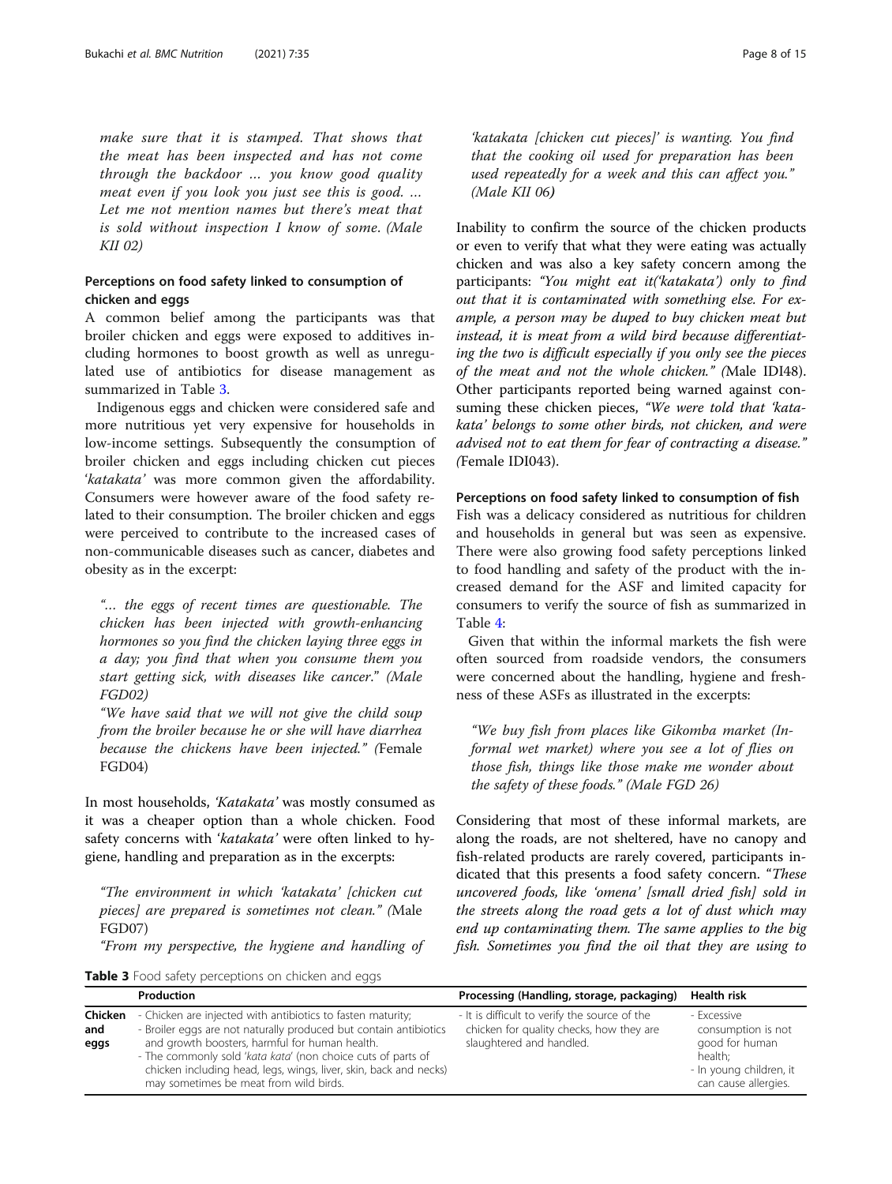*make sure that it is stamped. That shows that the meat has been inspected and has not come through the backdoor … you know good quality meat even if you look you just see this is good. … Let me not mention names but there's meat that is sold without inspection I know of some. (Male KII 02)*

### Perceptions on food safety linked to consumption of chicken and eggs

A common belief among the participants was that broiler chicken and eggs were exposed to additives including hormones to boost growth as well as unregulated use of antibiotics for disease management as summarized in Table 3.

Indigenous eggs and chicken were considered safe and more nutritious yet very expensive for households in low-income settings. Subsequently the consumption of broiler chicken and eggs including chicken cut pieces '*katakata*' was more common given the affordability. Consumers were however aware of the food safety related to their consumption. The broiler chicken and eggs were perceived to contribute to the increased cases of non-communicable diseases such as cancer, diabetes and obesity as in the excerpt:

> *"… the eggs of recent times are questionable. The chicken has been injected with growth-enhancing hormones so you find the chicken laying three eggs in a day; you find that when you consume them you start getting sick, with diseases like cancer." (Male FGD02)*
>
> *"We have said that we will not give the child soup from the broiler because he or she will have diarrhea because the chickens have been injected." (*Female FGD04)

In most households, *'Katakata'* was mostly consumed as it was a cheaper option than a whole chicken. Food safety concerns with '*katakata*' were often linked to hygiene, handling and preparation as in the excerpts:

> *"The environment in which 'katakata' [chicken cut pieces] are prepared is sometimes not clean." (*Male FGD07)
>
> *"From my perspective, the hygiene and handling of 'katakata [chicken cut pieces]' is wanting. You find that the cooking oil used for preparation has been used repeatedly for a week and this can affect you." (Male KII 06)*

Inability to confirm the source of the chicken products or even to verify that what they were eating was actually chicken and was also a key safety concern among the participants: *"You might eat it('katakata') only to find out that it is contaminated with something else. For example, a person may be duped to buy chicken meat but instead, it is meat from a wild bird because differentiating the two is difficult especially if you only see the pieces of the meat and not the whole chicken." (*Male IDI48). Other participants reported being warned against consuming these chicken pieces, *"We were told that 'katakata' belongs to some other birds, not chicken, and were advised not to eat them for fear of contracting a disease." (*Female IDI043).

### Perceptions on food safety linked to consumption of fish

Fish was a delicacy considered as nutritious for children and households in general but was seen as expensive. There were also growing food safety perceptions linked to food handling and safety of the product with the increased demand for the ASF and limited capacity for consumers to verify the source of fish as summarized in Table 4:

Given that within the informal markets the fish were often sourced from roadside vendors, the consumers were concerned about the handling, hygiene and freshness of these ASFs as illustrated in the excerpts:

> *"We buy fish from places like Gikomba market (Informal wet market) where you see a lot of flies on those fish, things like those make me wonder about the safety of these foods." (Male FGD 26)*

Considering that most of these informal markets, are along the roads, are not sheltered, have no canopy and fish-related products are rarely covered, participants indicated that this presents a food safety concern. "*These uncovered foods, like 'omena' [small dried fish] sold in the streets along the road gets a lot of dust which may end up contaminating them. The same applies to the big fish. Sometimes you find the oil that they are using to*

**Table 3** Food safety perceptions on chicken and eggs

| | Production | Processing (Handling, storage, packaging) | Health risk |
|---|---|---|---|
| **Chicken and eggs** | - Chicken are injected with antibiotics to fasten maturity;<br>- Broiler eggs are not naturally produced but contain antibiotics and growth boosters, harmful for human health.<br>- The commonly sold '*kata kata*' (non choice cuts of parts of chicken including head, legs, wings, liver, skin, back and necks) may sometimes be meat from wild birds. | - It is difficult to verify the source of the chicken for quality checks, how they are slaughtered and handled. | - Excessive consumption is not good for human health;<br>- In young children, it can cause allergies. |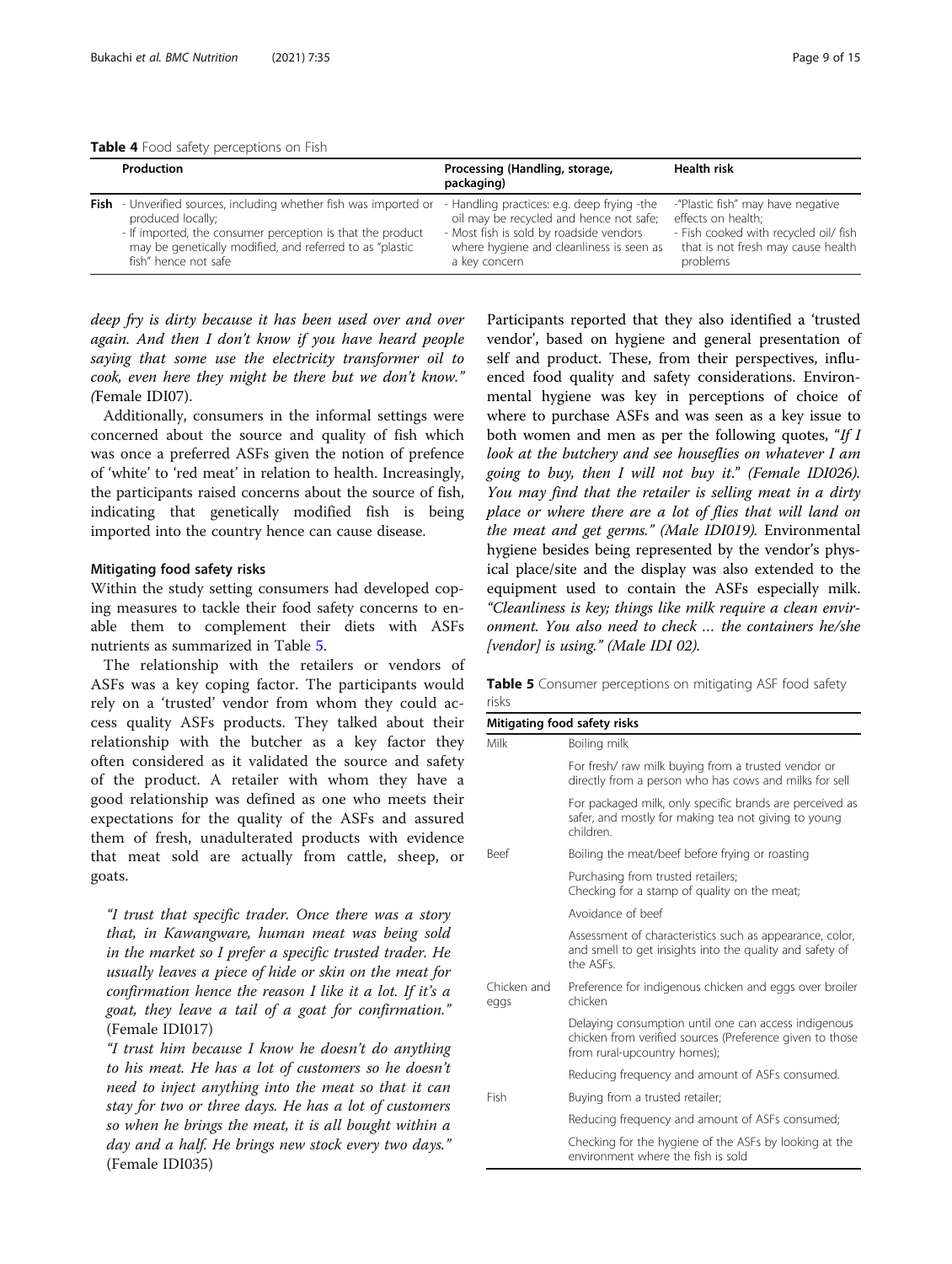**Table 4** Food safety perceptions on Fish

| | Production | Processing (Handling, storage, packaging) | Health risk |
|---|---|---|---|
| **Fish** | - Unverified sources, including whether fish was imported or produced locally;<br>- If imported, the consumer perception is that the product may be genetically modified, and referred to as "plastic fish" hence not safe | - Handling practices: e.g. deep frying -the oil may be recycled and hence not safe;<br>- Most fish is sold by roadside vendors where hygiene and cleanliness is seen as a key concern | -"Plastic fish" may have negative effects on health;<br>- Fish cooked with recycled oil/ fish that is not fresh may cause health problems |

*deep fry is dirty because it has been used over and over again. And then I don't know if you have heard people saying that some use the electricity transformer oil to cook, even here they might be there but we don't know." (*Female IDI07).

Additionally, consumers in the informal settings were concerned about the source and quality of fish which was once a preferred ASFs given the notion of prefence of 'white' to 'red meat' in relation to health. Increasingly, the participants raised concerns about the source of fish, indicating that genetically modified fish is being imported into the country hence can cause disease.

### Mitigating food safety risks

Within the study setting consumers had developed coping measures to tackle their food safety concerns to enable them to complement their diets with ASFs nutrients as summarized in Table 5.

The relationship with the retailers or vendors of ASFs was a key coping factor. The participants would rely on a 'trusted' vendor from whom they could access quality ASFs products. They talked about their relationship with the butcher as a key factor they often considered as it validated the source and safety of the product. A retailer with whom they have a good relationship was defined as one who meets their expectations for the quality of the ASFs and assured them of fresh, unadulterated products with evidence that meat sold are actually from cattle, sheep, or goats.

> *"I trust that specific trader. Once there was a story that, in Kawangware, human meat was being sold in the market so I prefer a specific trusted trader. He usually leaves a piece of hide or skin on the meat for confirmation hence the reason I like it a lot. If it's a goat, they leave a tail of a goat for confirmation."* (Female IDI017)

> *"I trust him because I know he doesn't do anything to his meat. He has a lot of customers so he doesn't need to inject anything into the meat so that it can stay for two or three days. He has a lot of customers so when he brings the meat, it is all bought within a day and a half. He brings new stock every two days."* (Female IDI035)

Participants reported that they also identified a 'trusted vendor', based on hygiene and general presentation of self and product. These, from their perspectives, influenced food quality and safety considerations. Environmental hygiene was key in perceptions of choice of where to purchase ASFs and was seen as a key issue to both women and men as per the following quotes, "*If I look at the butchery and see houseflies on whatever I am going to buy, then I will not buy it." (Female IDI026). You may find that the retailer is selling meat in a dirty place or where there are a lot of flies that will land on the meat and get germs." (Male IDI019).* Environmental hygiene besides being represented by the vendor's physical place/site and the display was also extended to the equipment used to contain the ASFs especially milk. *"Cleanliness is key; things like milk require a clean environment. You also need to check … the containers he/she [vendor] is using." (Male IDI 02).*

**Table 5** Consumer perceptions on mitigating ASF food safety risks

| Mitigating food safety risks | |
|---|---|
| Milk | Boiling milk |
| | For fresh/ raw milk buying from a trusted vendor or directly from a person who has cows and milks for sell |
| | For packaged milk, only specific brands are perceived as safer, and mostly for making tea not giving to young children. |
| Beef | Boiling the meat/beef before frying or roasting |
| | Purchasing from trusted retailers;<br>Checking for a stamp of quality on the meat; |
| | Avoidance of beef |
| | Assessment of characteristics such as appearance, color, and smell to get insights into the quality and safety of the ASFs. |
| Chicken and eggs | Preference for indigenous chicken and eggs over broiler chicken |
| | Delaying consumption until one can access indigenous chicken from verified sources (Preference given to those from rural-upcountry homes); |
| | Reducing frequency and amount of ASFs consumed. |
| Fish | Buying from a trusted retailer; |
| | Reducing frequency and amount of ASFs consumed; |
| | Checking for the hygiene of the ASFs by looking at the environment where the fish is sold |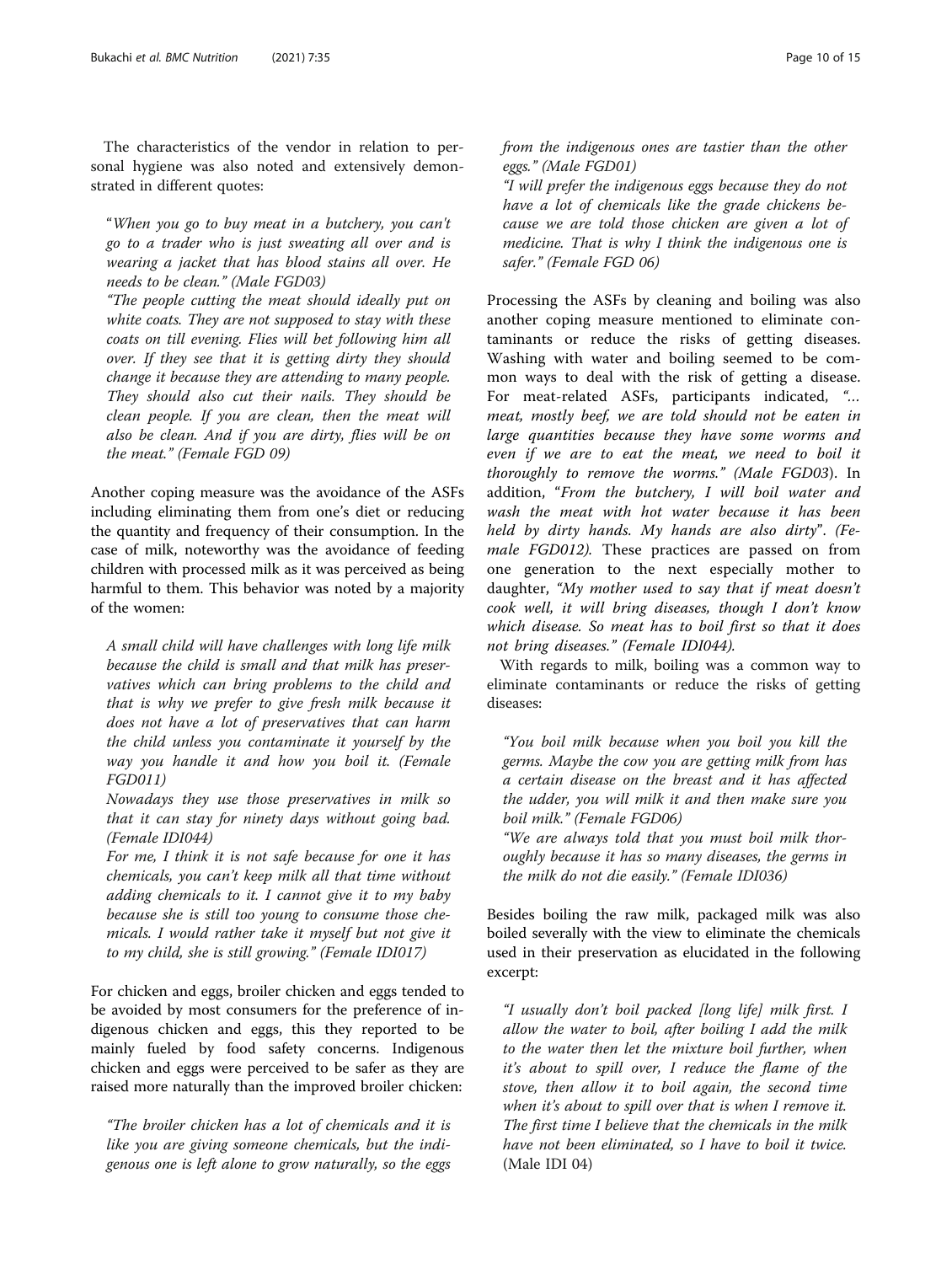The characteristics of the vendor in relation to personal hygiene was also noted and extensively demonstrated in different quotes:

> "*When you go to buy meat in a butchery, you can't go to a trader who is just sweating all over and is wearing a jacket that has blood stains all over. He needs to be clean." (Male FGD03)*
>
> *"The people cutting the meat should ideally put on white coats. They are not supposed to stay with these coats on till evening. Flies will bet following him all over. If they see that it is getting dirty they should change it because they are attending to many people. They should also cut their nails. They should be clean people. If you are clean, then the meat will also be clean. And if you are dirty, flies will be on the meat." (Female FGD 09)*

Another coping measure was the avoidance of the ASFs including eliminating them from one's diet or reducing the quantity and frequency of their consumption. In the case of milk, noteworthy was the avoidance of feeding children with processed milk as it was perceived as being harmful to them. This behavior was noted by a majority of the women:

> *A small child will have challenges with long life milk because the child is small and that milk has preservatives which can bring problems to the child and that is why we prefer to give fresh milk because it does not have a lot of preservatives that can harm the child unless you contaminate it yourself by the way you handle it and how you boil it. (Female FGD011)*
>
> *Nowadays they use those preservatives in milk so that it can stay for ninety days without going bad. (Female IDI044)*
>
> *For me, I think it is not safe because for one it has chemicals, you can't keep milk all that time without adding chemicals to it. I cannot give it to my baby because she is still too young to consume those chemicals. I would rather take it myself but not give it to my child, she is still growing." (Female IDI017)*

For chicken and eggs, broiler chicken and eggs tended to be avoided by most consumers for the preference of indigenous chicken and eggs, this they reported to be mainly fueled by food safety concerns. Indigenous chicken and eggs were perceived to be safer as they are raised more naturally than the improved broiler chicken:

> *"The broiler chicken has a lot of chemicals and it is like you are giving someone chemicals, but the indigenous one is left alone to grow naturally, so the eggs from the indigenous ones are tastier than the other eggs." (Male FGD01)*
>
> *"I will prefer the indigenous eggs because they do not have a lot of chemicals like the grade chickens because we are told those chicken are given a lot of medicine. That is why I think the indigenous one is safer." (Female FGD 06)*

Processing the ASFs by cleaning and boiling was also another coping measure mentioned to eliminate contaminants or reduce the risks of getting diseases. Washing with water and boiling seemed to be common ways to deal with the risk of getting a disease. For meat-related ASFs, participants indicated, *"… meat, mostly beef, we are told should not be eaten in large quantities because they have some worms and even if we are to eat the meat, we need to boil it thoroughly to remove the worms." (Male FGD03)*. In addition, *"From the butchery, I will boil water and wash the meat with hot water because it has been held by dirty hands. My hands are also dirty". (Female FGD012).* These practices are passed on from one generation to the next especially mother to daughter, *"My mother used to say that if meat doesn't cook well, it will bring diseases, though I don't know which disease. So meat has to boil first so that it does not bring diseases." (Female IDI044).*

With regards to milk, boiling was a common way to eliminate contaminants or reduce the risks of getting diseases:

> *"You boil milk because when you boil you kill the germs. Maybe the cow you are getting milk from has a certain disease on the breast and it has affected the udder, you will milk it and then make sure you boil milk." (Female FGD06)*
>
> *"We are always told that you must boil milk thoroughly because it has so many diseases, the germs in the milk do not die easily." (Female IDI036)*

Besides boiling the raw milk, packaged milk was also boiled severally with the view to eliminate the chemicals used in their preservation as elucidated in the following excerpt:

> *"I usually don't boil packed [long life] milk first. I allow the water to boil, after boiling I add the milk to the water then let the mixture boil further, when it's about to spill over, I reduce the flame of the stove, then allow it to boil again, the second time when it's about to spill over that is when I remove it. The first time I believe that the chemicals in the milk have not been eliminated, so I have to boil it twice.* (Male IDI 04)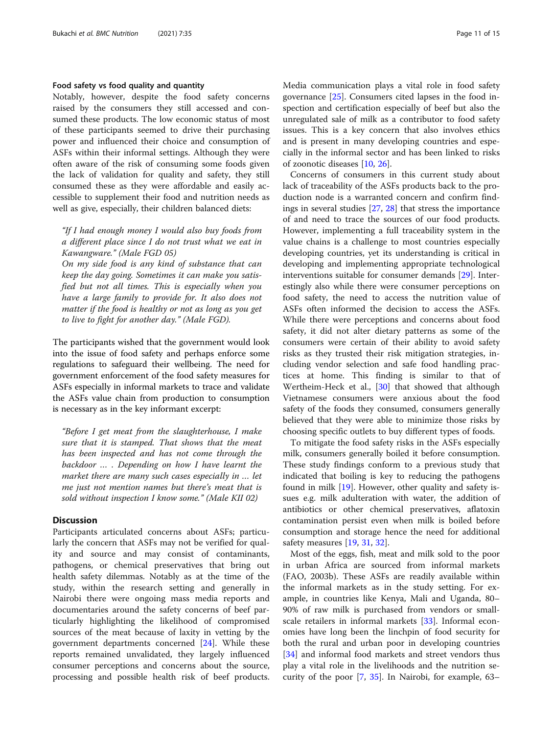### Food safety vs food quality and quantity

Notably, however, despite the food safety concerns raised by the consumers they still accessed and consumed these products. The low economic status of most of these participants seemed to drive their purchasing power and influenced their choice and consumption of ASFs within their informal settings. Although they were often aware of the risk of consuming some foods given the lack of validation for quality and safety, they still consumed these as they were affordable and easily accessible to supplement their food and nutrition needs as well as give, especially, their children balanced diets:

> *"If I had enough money I would also buy foods from a different place since I do not trust what we eat in Kawangware." (Male FGD 05)*
>
> *On my side food is any kind of substance that can keep the day going. Sometimes it can make you satisfied but not all times. This is especially when you have a large family to provide for. It also does not matter if the food is healthy or not as long as you get to live to fight for another day." (Male FGD).*

The participants wished that the government would look into the issue of food safety and perhaps enforce some regulations to safeguard their wellbeing. The need for government enforcement of the food safety measures for ASFs especially in informal markets to trace and validate the ASFs value chain from production to consumption is necessary as in the key informant excerpt:

> *"Before I get meat from the slaughterhouse, I make sure that it is stamped. That shows that the meat has been inspected and has not come through the backdoor … . Depending on how I have learnt the market there are many such cases especially in … let me just not mention names but there's meat that is sold without inspection I know some." (Male KII 02)*

## Discussion

Participants articulated concerns about ASFs; particularly the concern that ASFs may not be verified for quality and source and may consist of contaminants, pathogens, or chemical preservatives that bring out health safety dilemmas. Notably as at the time of the study, within the research setting and generally in Nairobi there were ongoing mass media reports and documentaries around the safety concerns of beef particularly highlighting the likelihood of compromised sources of the meat because of laxity in vetting by the government departments concerned [24]. While these reports remained unvalidated, they largely influenced consumer perceptions and concerns about the source, processing and possible health risk of beef products. Media communication plays a vital role in food safety governance [25]. Consumers cited lapses in the food inspection and certification especially of beef but also the unregulated sale of milk as a contributor to food safety issues. This is a key concern that also involves ethics and is present in many developing countries and especially in the informal sector and has been linked to risks of zoonotic diseases [10, 26].

Concerns of consumers in this current study about lack of traceability of the ASFs products back to the production node is a warranted concern and confirm findings in several studies [27, 28] that stress the importance of and need to trace the sources of our food products. However, implementing a full traceability system in the value chains is a challenge to most countries especially developing countries, yet its understanding is critical in developing and implementing appropriate technological interventions suitable for consumer demands [29]. Interestingly also while there were consumer perceptions on food safety, the need to access the nutrition value of ASFs often informed the decision to access the ASFs. While there were perceptions and concerns about food safety, it did not alter dietary patterns as some of the consumers were certain of their ability to avoid safety risks as they trusted their risk mitigation strategies, including vendor selection and safe food handling practices at home. This finding is similar to that of Wertheim-Heck et al., [30] that showed that although Vietnamese consumers were anxious about the food safety of the foods they consumed, consumers generally believed that they were able to minimize those risks by choosing specific outlets to buy different types of foods.

To mitigate the food safety risks in the ASFs especially milk, consumers generally boiled it before consumption. These study findings conform to a previous study that indicated that boiling is key to reducing the pathogens found in milk [19]. However, other quality and safety issues e.g. milk adulteration with water, the addition of antibiotics or other chemical preservatives, aflatoxin contamination persist even when milk is boiled before consumption and storage hence the need for additional safety measures [19, 31, 32].

Most of the eggs, fish, meat and milk sold to the poor in urban Africa are sourced from informal markets (FAO, 2003b). These ASFs are readily available within the informal markets as in the study setting. For example, in countries like Kenya, Mali and Uganda, 80–90% of raw milk is purchased from vendors or small-scale retailers in informal markets [33]. Informal economies have long been the linchpin of food security for both the rural and urban poor in developing countries [34] and informal food markets and street vendors thus play a vital role in the livelihoods and the nutrition security of the poor [7, 35]. In Nairobi, for example, 63–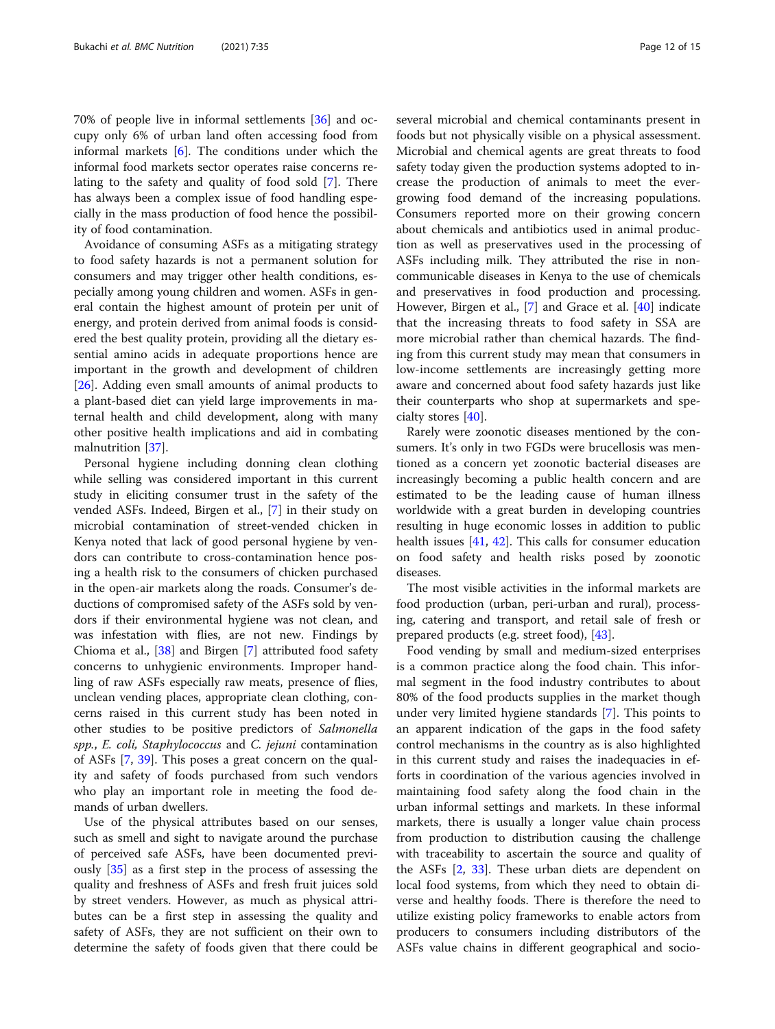70% of people live in informal settlements [36] and occupy only 6% of urban land often accessing food from informal markets [6]. The conditions under which the informal food markets sector operates raise concerns relating to the safety and quality of food sold [7]. There has always been a complex issue of food handling especially in the mass production of food hence the possibility of food contamination.

Avoidance of consuming ASFs as a mitigating strategy to food safety hazards is not a permanent solution for consumers and may trigger other health conditions, especially among young children and women. ASFs in general contain the highest amount of protein per unit of energy, and protein derived from animal foods is considered the best quality protein, providing all the dietary essential amino acids in adequate proportions hence are important in the growth and development of children [26]. Adding even small amounts of animal products to a plant-based diet can yield large improvements in maternal health and child development, along with many other positive health implications and aid in combating malnutrition [37].

Personal hygiene including donning clean clothing while selling was considered important in this current study in eliciting consumer trust in the safety of the vended ASFs. Indeed, Birgen et al., [7] in their study on microbial contamination of street-vended chicken in Kenya noted that lack of good personal hygiene by vendors can contribute to cross-contamination hence posing a health risk to the consumers of chicken purchased in the open-air markets along the roads. Consumer's deductions of compromised safety of the ASFs sold by vendors if their environmental hygiene was not clean, and was infestation with flies, are not new. Findings by Chioma et al., [38] and Birgen [7] attributed food safety concerns to unhygienic environments. Improper handling of raw ASFs especially raw meats, presence of flies, unclean vending places, appropriate clean clothing, concerns raised in this current study has been noted in other studies to be positive predictors of *Salmonella spp.*, *E. coli*, *Staphylococcus* and *C. jejuni* contamination of ASFs [7, 39]. This poses a great concern on the quality and safety of foods purchased from such vendors who play an important role in meeting the food demands of urban dwellers.

Use of the physical attributes based on our senses, such as smell and sight to navigate around the purchase of perceived safe ASFs, have been documented previously [35] as a first step in the process of assessing the quality and freshness of ASFs and fresh fruit juices sold by street venders. However, as much as physical attributes can be a first step in assessing the quality and safety of ASFs, they are not sufficient on their own to determine the safety of foods given that there could be several microbial and chemical contaminants present in foods but not physically visible on a physical assessment. Microbial and chemical agents are great threats to food safety today given the production systems adopted to increase the production of animals to meet the ever-growing food demand of the increasing populations. Consumers reported more on their growing concern about chemicals and antibiotics used in animal production as well as preservatives used in the processing of ASFs including milk. They attributed the rise in non-communicable diseases in Kenya to the use of chemicals and preservatives in food production and processing. However, Birgen et al., [7] and Grace et al. [40] indicate that the increasing threats to food safety in SSA are more microbial rather than chemical hazards. The finding from this current study may mean that consumers in low-income settlements are increasingly getting more aware and concerned about food safety hazards just like their counterparts who shop at supermarkets and specialty stores [40].

Rarely were zoonotic diseases mentioned by the consumers. It's only in two FGDs were brucellosis was mentioned as a concern yet zoonotic bacterial diseases are increasingly becoming a public health concern and are estimated to be the leading cause of human illness worldwide with a great burden in developing countries resulting in huge economic losses in addition to public health issues [41, 42]. This calls for consumer education on food safety and health risks posed by zoonotic diseases.

The most visible activities in the informal markets are food production (urban, peri-urban and rural), processing, catering and transport, and retail sale of fresh or prepared products (e.g. street food), [43].

Food vending by small and medium-sized enterprises is a common practice along the food chain. This informal segment in the food industry contributes to about 80% of the food products supplies in the market though under very limited hygiene standards [7]. This points to an apparent indication of the gaps in the food safety control mechanisms in the country as is also highlighted in this current study and raises the inadequacies in efforts in coordination of the various agencies involved in maintaining food safety along the food chain in the urban informal settings and markets. In these informal markets, there is usually a longer value chain process from production to distribution causing the challenge with traceability to ascertain the source and quality of the ASFs [2, 33]. These urban diets are dependent on local food systems, from which they need to obtain diverse and healthy foods. There is therefore the need to utilize existing policy frameworks to enable actors from producers to consumers including distributors of the ASFs value chains in different geographical and socio-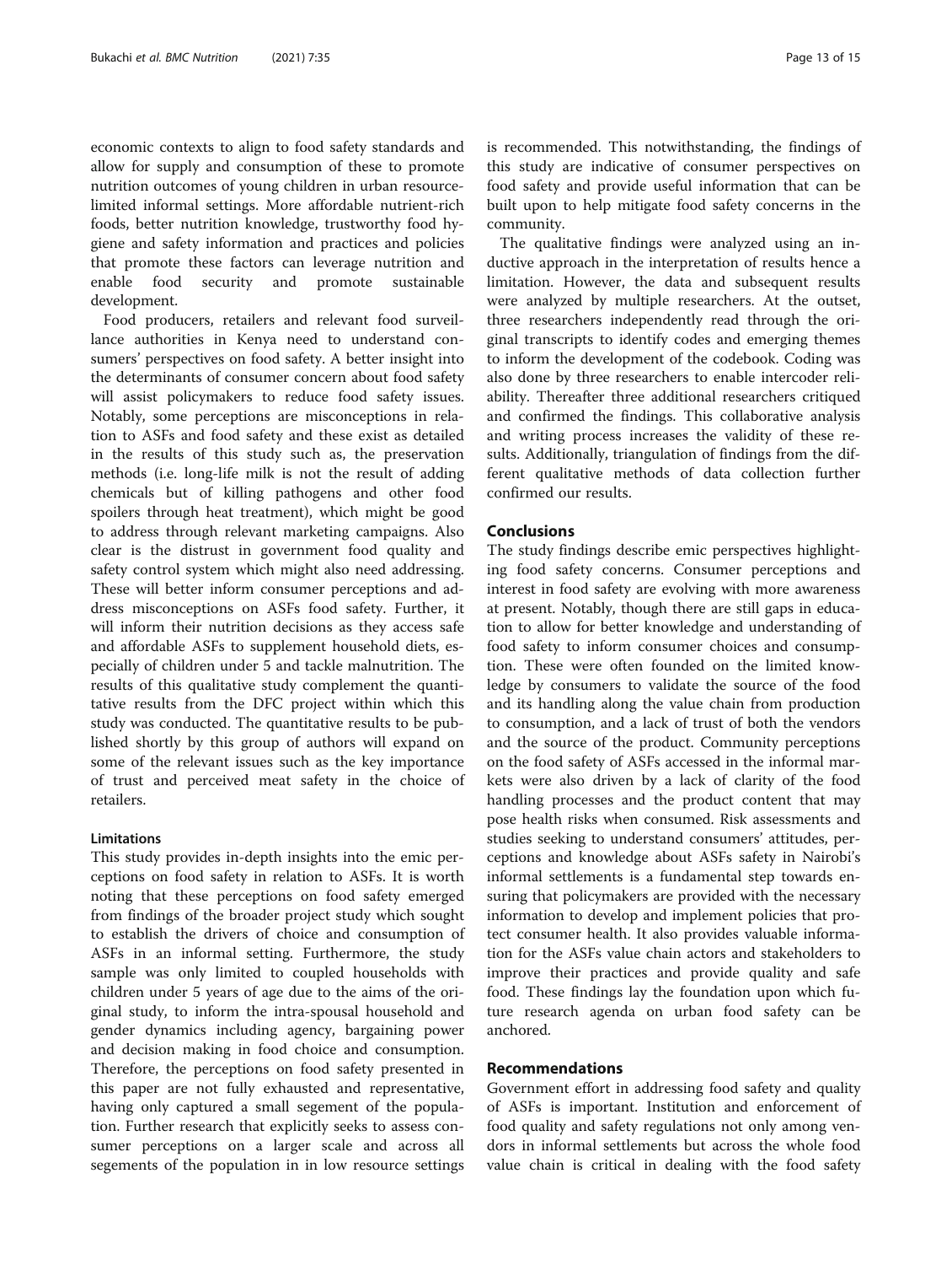economic contexts to align to food safety standards and allow for supply and consumption of these to promote nutrition outcomes of young children in urban resource-limited informal settings. More affordable nutrient-rich foods, better nutrition knowledge, trustworthy food hygiene and safety information and practices and policies that promote these factors can leverage nutrition and enable food security and promote sustainable development.

Food producers, retailers and relevant food surveillance authorities in Kenya need to understand consumers' perspectives on food safety. A better insight into the determinants of consumer concern about food safety will assist policymakers to reduce food safety issues. Notably, some perceptions are misconceptions in relation to ASFs and food safety and these exist as detailed in the results of this study such as, the preservation methods (i.e. long-life milk is not the result of adding chemicals but of killing pathogens and other food spoilers through heat treatment), which might be good to address through relevant marketing campaigns. Also clear is the distrust in government food quality and safety control system which might also need addressing. These will better inform consumer perceptions and address misconceptions on ASFs food safety. Further, it will inform their nutrition decisions as they access safe and affordable ASFs to supplement household diets, especially of children under 5 and tackle malnutrition. The results of this qualitative study complement the quantitative results from the DFC project within which this study was conducted. The quantitative results to be published shortly by this group of authors will expand on some of the relevant issues such as the key importance of trust and perceived meat safety in the choice of retailers.

### Limitations

This study provides in-depth insights into the emic perceptions on food safety in relation to ASFs. It is worth noting that these perceptions on food safety emerged from findings of the broader project study which sought to establish the drivers of choice and consumption of ASFs in an informal setting. Furthermore, the study sample was only limited to coupled households with children under 5 years of age due to the aims of the original study, to inform the intra-spousal household and gender dynamics including agency, bargaining power and decision making in food choice and consumption. Therefore, the perceptions on food safety presented in this paper are not fully exhausted and representative, having only captured a small segement of the population. Further research that explicitly seeks to assess consumer perceptions on a larger scale and across all segements of the population in in low resource settings is recommended. This notwithstanding, the findings of this study are indicative of consumer perspectives on food safety and provide useful information that can be built upon to help mitigate food safety concerns in the community.

The qualitative findings were analyzed using an inductive approach in the interpretation of results hence a limitation. However, the data and subsequent results were analyzed by multiple researchers. At the outset, three researchers independently read through the original transcripts to identify codes and emerging themes to inform the development of the codebook. Coding was also done by three researchers to enable intercoder reliability. Thereafter three additional researchers critiqued and confirmed the findings. This collaborative analysis and writing process increases the validity of these results. Additionally, triangulation of findings from the different qualitative methods of data collection further confirmed our results.

## Conclusions

The study findings describe emic perspectives highlighting food safety concerns. Consumer perceptions and interest in food safety are evolving with more awareness at present. Notably, though there are still gaps in education to allow for better knowledge and understanding of food safety to inform consumer choices and consumption. These were often founded on the limited knowledge by consumers to validate the source of the food and its handling along the value chain from production to consumption, and a lack of trust of both the vendors and the source of the product. Community perceptions on the food safety of ASFs accessed in the informal markets were also driven by a lack of clarity of the food handling processes and the product content that may pose health risks when consumed. Risk assessments and studies seeking to understand consumers' attitudes, perceptions and knowledge about ASFs safety in Nairobi's informal settlements is a fundamental step towards ensuring that policymakers are provided with the necessary information to develop and implement policies that protect consumer health. It also provides valuable information for the ASFs value chain actors and stakeholders to improve their practices and provide quality and safe food. These findings lay the foundation upon which future research agenda on urban food safety can be anchored.

## Recommendations

Government effort in addressing food safety and quality of ASFs is important. Institution and enforcement of food quality and safety regulations not only among vendors in informal settlements but across the whole food value chain is critical in dealing with the food safety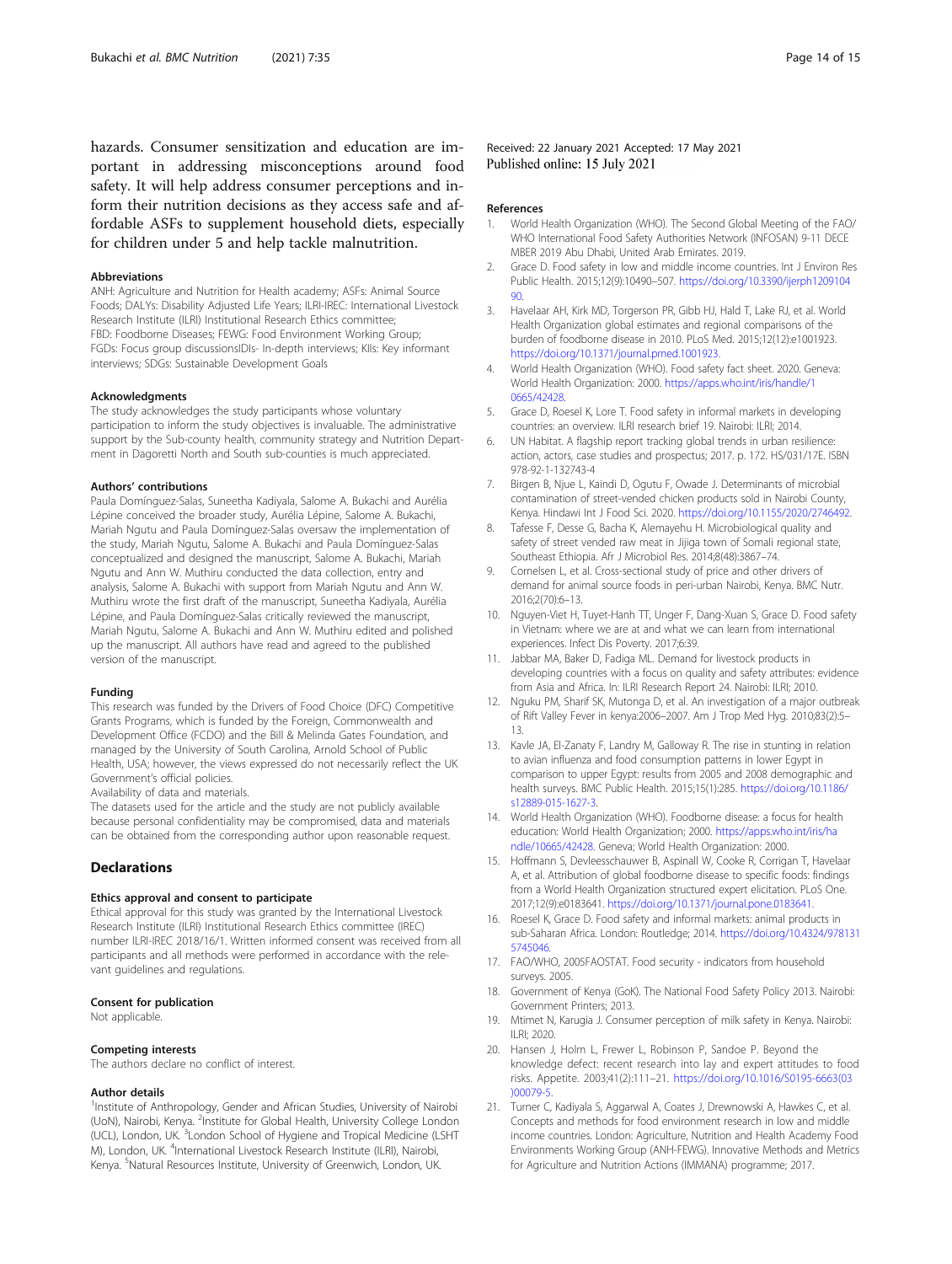hazards. Consumer sensitization and education are important in addressing misconceptions around food safety. It will help address consumer perceptions and inform their nutrition decisions as they access safe and affordable ASFs to supplement household diets, especially for children under 5 and help tackle malnutrition.

### Abbreviations

ANH: Agriculture and Nutrition for Health academy; ASFs: Animal Source Foods; DALYs: Disability Adjusted Life Years; ILRI-IREC: International Livestock Research Institute (ILRI) Institutional Research Ethics committee; FBD: Foodborne Diseases; FEWG: Food Environment Working Group; FGDs: Focus group discussionsIDIs- In-depth interviews; KIIs: Key informant interviews; SDGs: Sustainable Development Goals

### Acknowledgments

The study acknowledges the study participants whose voluntary participation to inform the study objectives is invaluable. The administrative support by the Sub-county health, community strategy and Nutrition Department in Dagoretti North and South sub-counties is much appreciated.

### Authors' contributions

Paula Domínguez-Salas, Suneetha Kadiyala, Salome A. Bukachi and Aurélia Lépine conceived the broader study, Aurélia Lépine, Salome A. Bukachi, Mariah Ngutu and Paula Domínguez-Salas oversaw the implementation of the study, Mariah Ngutu, Salome A. Bukachi and Paula Domínguez-Salas conceptualized and designed the manuscript, Salome A. Bukachi, Mariah Ngutu and Ann W. Muthiru conducted the data collection, entry and analysis, Salome A. Bukachi with support from Mariah Ngutu and Ann W. Muthiru wrote the first draft of the manuscript, Suneetha Kadiyala, Aurélia Lépine, and Paula Domínguez-Salas critically reviewed the manuscript, Mariah Ngutu, Salome A. Bukachi and Ann W. Muthiru edited and polished up the manuscript. All authors have read and agreed to the published version of the manuscript.

### Funding

This research was funded by the Drivers of Food Choice (DFC) Competitive Grants Programs, which is funded by the Foreign, Commonwealth and Development Office (FCDO) and the Bill & Melinda Gates Foundation, and managed by the University of South Carolina, Arnold School of Public Health, USA; however, the views expressed do not necessarily reflect the UK Government's official policies.
Availability of data and materials.
The datasets used for the article and the study are not publicly available because personal confidentiality may be compromised, data and materials can be obtained from the corresponding author upon reasonable request.

## Declarations

### Ethics approval and consent to participate

Ethical approval for this study was granted by the International Livestock Research Institute (ILRI) Institutional Research Ethics committee (IREC) number ILRI-IREC 2018/16/1. Written informed consent was received from all participants and all methods were performed in accordance with the relevant guidelines and regulations.

### Consent for publication

Not applicable.

### Competing interests

The authors declare no conflict of interest.

### Author details

[1]Institute of Anthropology, Gender and African Studies, University of Nairobi (UoN), Nairobi, Kenya. [2]Institute for Global Health, University College London (UCL), London, UK. [3]London School of Hygiene and Tropical Medicine (LSHTM), London, UK. [4]International Livestock Research Institute (ILRI), Nairobi, Kenya. [5]Natural Resources Institute, University of Greenwich, London, UK.

Received: 22 January 2021 Accepted: 17 May 2021
Published online: 15 July 2021

### References

1. World Health Organization (WHO). The Second Global Meeting of the FAO/WHO International Food Safety Authorities Network (INFOSAN) 9-11 DECEMBER 2019 Abu Dhabi, United Arab Emirates. 2019.
2. Grace D. Food safety in low and middle income countries. Int J Environ Res Public Health. 2015;12(9):10490–507. https://doi.org/10.3390/ijerph120910490.
3. Havelaar AH, Kirk MD, Torgerson PR, Gibb HJ, Hald T, Lake RJ, et al. World Health Organization global estimates and regional comparisons of the burden of foodborne disease in 2010. PLoS Med. 2015;12(12):e1001923. https://doi.org/10.1371/journal.pmed.1001923.
4. World Health Organization (WHO). Food safety fact sheet. 2020. Geneva: World Health Organization: 2000. https://apps.who.int/iris/handle/10665/42428.
5. Grace D, Roesel K, Lore T. Food safety in informal markets in developing countries: an overview. ILRI research brief 19. Nairobi: ILRI; 2014.
6. UN Habitat. A flagship report tracking global trends in urban resilience: action, actors, case studies and prospectus; 2017. p. 172. HS/031/17E. ISBN 978-92-1-132743-4
7. Birgen B, Njue L, Kaindi D, Ogutu F, Owade J. Determinants of microbial contamination of street-vended chicken products sold in Nairobi County, Kenya. Hindawi Int J Food Sci. 2020. https://doi.org/10.1155/2020/2746492.
8. Tafesse F, Desse G, Bacha K, Alemayehu H. Microbiological quality and safety of street vended raw meat in Jijiga town of Somali regional state, Southeast Ethiopia. Afr J Microbiol Res. 2014;8(48):3867–74.
9. Cornelsen L, et al. Cross-sectional study of price and other drivers of demand for animal source foods in peri-urban Nairobi, Kenya. BMC Nutr. 2016;2(70):6–13.
10. Nguyen-Viet H, Tuyet-Hanh TT, Unger F, Dang-Xuan S, Grace D. Food safety in Vietnam: where we are at and what we can learn from international experiences. Infect Dis Poverty. 2017;6:39.
11. Jabbar MA, Baker D, Fadiga ML. Demand for livestock products in developing countries with a focus on quality and safety attributes: evidence from Asia and Africa. In: ILRI Research Report 24. Nairobi: ILRI; 2010.
12. Nguku PM, Sharif SK, Mutonga D, et al. An investigation of a major outbreak of Rift Valley Fever in kenya:2006–2007. Am J Trop Med Hyg. 2010;83(2):5–13.
13. Kavle JA, El-Zanaty F, Landry M, Galloway R. The rise in stunting in relation to avian influenza and food consumption patterns in lower Egypt in comparison to upper Egypt: results from 2005 and 2008 demographic and health surveys. BMC Public Health. 2015;15(1):285. https://doi.org/10.1186/s12889-015-1627-3.
14. World Health Organization (WHO). Foodborne disease: a focus for health education: World Health Organization; 2000. https://apps.who.int/iris/handle/10665/42428. Geneva; World Health Organization: 2000.
15. Hoffmann S, Devleesschauwer B, Aspinall W, Cooke R, Corrigan T, Havelaar A, et al. Attribution of global foodborne disease to specific foods: findings from a World Health Organization structured expert elicitation. PLoS One. 2017;12(9):e0183641. https://doi.org/10.1371/journal.pone.0183641.
16. Roesel K, Grace D. Food safety and informal markets: animal products in sub-Saharan Africa. London: Routledge; 2014. https://doi.org/10.4324/9781315745046.
17. FAO/WHO, 2005FAOSTAT. Food security - indicators from household surveys. 2005.
18. Government of Kenya (GoK). The National Food Safety Policy 2013. Nairobi: Government Printers; 2013.
19. Mtimet N, Karugia J. Consumer perception of milk safety in Kenya. Nairobi: ILRI; 2020.
20. Hansen J, Holm L, Frewer L, Robinson P, Sandoe P. Beyond the knowledge defect: recent research into lay and expert attitudes to food risks. Appetite. 2003;41(2):111–21. https://doi.org/10.1016/S0195-6663(03)00079-5.
21. Turner C, Kadiyala S, Aggarwal A, Coates J, Drewnowski A, Hawkes C, et al. Concepts and methods for food environment research in low and middle income countries. London: Agriculture, Nutrition and Health Academy Food Environments Working Group (ANH-FEWG). Innovative Methods and Metrics for Agriculture and Nutrition Actions (IMMANA) programme; 2017.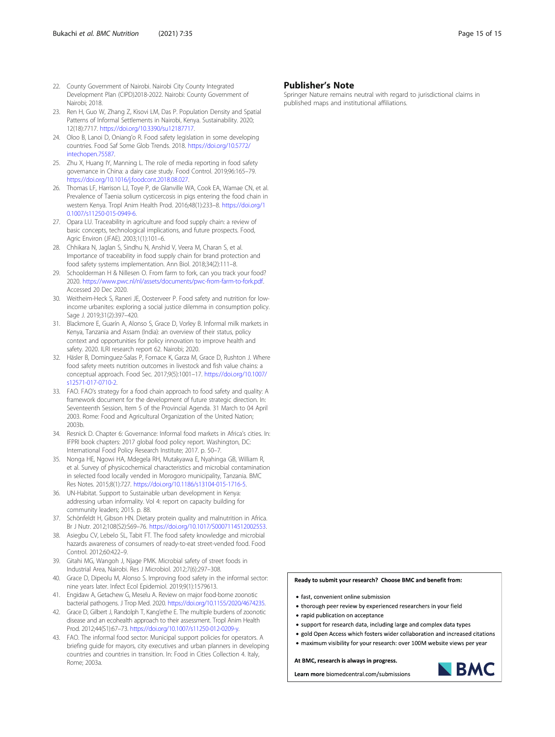22. County Government of Nairobi. Nairobi City County Integrated Development Plan (CIPD)2018-2022. Nairobi: County Government of Nairobi; 2018.
23. Ren H, Guo W, Zhang Z, Kisovi LM, Das P. Population Density and Spatial Patterns of Informal Settlements in Nairobi, Kenya. Sustainability. 2020; 12(18):7717. https://doi.org/10.3390/su12187717.
24. Oloo B, Lanoi D, Oniang'o R. Food safety legislation in some developing countries. Food Saf Some Glob Trends. 2018. https://doi.org/10.5772/intechopen.75587.
25. Zhu X, Huang IY, Manning L. The role of media reporting in food safety governance in China: a dairy case study. Food Control. 2019;96:165–79. https://doi.org/10.1016/j.foodcont.2018.08.027.
26. Thomas LF, Harrison LJ, Toye P, de Glanville WA, Cook EA, Wamae CN, et al. Prevalence of Taenia solium cysticercosis in pigs entering the food chain in western Kenya. Tropl Anim Health Prod. 2016;48(1):233–8. https://doi.org/10.1007/s11250-015-0949-6.
27. Opara LU. Traceability in agriculture and food supply chain: a review of basic concepts, technological implications, and future prospects. Food, Agric Environ (JFAE). 2003;1(1):101–6.
28. Chhikara N, Jaglan S, Sindhu N, Anshid V, Veera M, Charan S, et al. Importance of traceability in food supply chain for brand protection and food safety systems implementation. Ann Biol. 2018;34(2):111–8.
29. Schoolderman H & Nillesen O. From farm to fork, can you track your food? 2020. https://www.pwc.nl/nl/assets/documents/pwc-from-farm-to-fork.pdf. Accessed 20 Dec 2020.
30. Weitheim-Heck S, Raneri JE, Oosterveer P. Food safety and nutrition for low-income urbanites: exploring a social justice dilemma in consumption policy. Sage J. 2019;31(2):397–420.
31. Blackmore E, Guarin A, Alonso S, Grace D, Vorley B. Informal milk markets in Kenya, Tanzania and Assam (India): an overview of their status, policy context and opportunities for policy innovation to improve health and safety. 2020. ILRI research report 62. Nairobi; 2020.
32. Häsler B, Dominguez-Salas P, Fornace K, Garza M, Grace D, Rushton J. Where food safety meets nutrition outcomes in livestock and fish value chains: a conceptual approach. Food Sec. 2017;9(5):1001–17. https://doi.org/10.1007/s12571-017-0710-2.
33. FAO. FAO's strategy for a food chain approach to food safety and quality: A framework document for the development of future strategic direction. In: Seventeenth Session, Item 5 of the Provincial Agenda. 31 March to 04 April 2003. Rome: Food and Agricultural Organization of the United Nation; 2003b.
34. Resnick D. Chapter 6: Governance: Informal food markets in Africa's cities. In: IFPRI book chapters: 2017 global food policy report. Washington, DC: International Food Policy Research Institute; 2017. p. 50–7.
35. Nonga HE, Ngowi HA, Mdegela RH, Mutakyawa E, Nyahinga GB, William R, et al. Survey of physicochemical characteristics and microbial contamination in selected food locally vended in Morogoro municipality, Tanzania. BMC Res Notes. 2015;8(1):727. https://doi.org/10.1186/s13104-015-1716-5.
36. UN-Habitat. Support to Sustainable urban development in Kenya: addressing urban informality. Vol 4: report on capacity building for community leaders; 2015. p. 88.
37. Schönfeldt H, Gibson HN. Dietary protein quality and malnutrition in Africa. Br J Nutr. 2012;108(S2):S69–76. https://doi.org/10.1017/S0007114512002553.
38. Asiegbu CV, Lebelo SL, Tabit FT. The food safety knowledge and microbial hazards awareness of consumers of ready-to-eat street-vended food. Food Control. 2012;60:422–9.
39. Gitahi MG, Wangoh J, Njage PMK. Microbial safety of street foods in Industrial Area, Nairobi. Res J Microbiol. 2012;7(6):297–308.
40. Grace D, Dipeolu M, Alonso S. Improving food safety in the informal sector: nine years later. Infect Ecol Epidemiol. 2019;9(1):1579613.
41. Engidaw A, Getachew G, Meselu A. Review on major food-borne zoonotic bacterial pathogens. J Trop Med. 2020. https://doi.org/10.1155/2020/4674235.
42. Grace D, Gilbert J, Randolph T, Kang'ethe E. The multiple burdens of zoonotic disease and an ecohealth approach to their assessment. Tropl Anim Health Prod. 2012;44(S1):67–73. https://doi.org/10.1007/s11250-012-0209-y.
43. FAO. The informal food sector: Municipal support policies for operators. A briefing guide for mayors, city executives and urban planners in developing countries and countries in transition. In: Food in Cities Collection 4. Italy, Rome; 2003a.

## Publisher's Note

Springer Nature remains neutral with regard to jurisdictional claims in published maps and institutional affiliations.

**Ready to submit your research? Choose BMC and benefit from:**

- fast, convenient online submission
- thorough peer review by experienced researchers in your field
- rapid publication on acceptance
- support for research data, including large and complex data types
- gold Open Access which fosters wider collaboration and increased citations
- maximum visibility for your research: over 100M website views per year

**At BMC, research is always in progress.**

**Learn more** biomedcentral.com/submissions

BMC